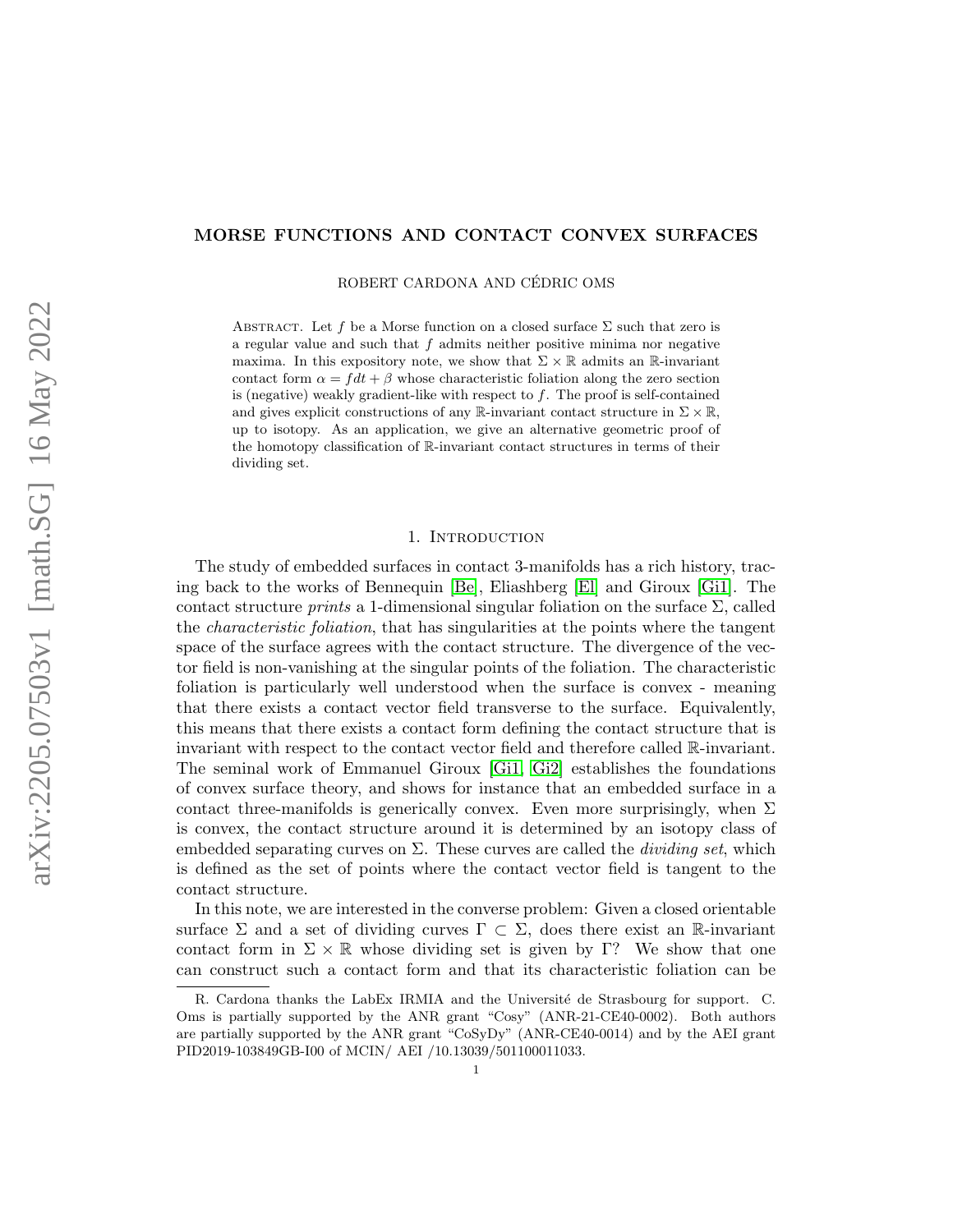# MORSE FUNCTIONS AND CONTACT CONVEX SURFACES

ROBERT CARDONA AND CÉDRIC OMS

Abstract. Let $f$ be a Morse function on a closed surface $\Sigma$ such that zero is a regular value and such that $f$ admits neither positive minima nor negative maxima. In this expository note, we show that $\Sigma \times \mathbb{R}$ admits an $\mathbb{R}$-invariant contact form $\alpha = f dt + \beta$ whose characteristic foliation along the zero section is (negative) weakly gradient-like with respect to $f$. The proof is self-contained and gives explicit constructions of any $\mathbb{R}$-invariant contact structure in $\Sigma \times \mathbb{R}$, up to isotopy. As an application, we give an alternative geometric proof of the homotopy classification of $\mathbb{R}$-invariant contact structures in terms of their dividing set.

## 1. Introduction

The study of embedded surfaces in contact 3-manifolds has a rich history, tracing back to the works of Bennequin [Be], Eliashberg [El] and Giroux [Gi1]. The contact structure *prints* a 1-dimensional singular foliation on the surface $\Sigma$, called the *characteristic foliation*, that has singularities at the points where the tangent space of the surface agrees with the contact structure. The divergence of the vector field is non-vanishing at the singular points of the foliation. The characteristic foliation is particularly well understood when the surface is convex - meaning that there exists a contact vector field transverse to the surface. Equivalently, this means that there exists a contact form defining the contact structure that is invariant with respect to the contact vector field and therefore called $\mathbb{R}$-invariant. The seminal work of Emmanuel Giroux [Gi1, Gi2] establishes the foundations of convex surface theory, and shows for instance that an embedded surface in a contact three-manifolds is generically convex. Even more surprisingly, when $\Sigma$ is convex, the contact structure around it is determined by an isotopy class of embedded separating curves on $\Sigma$. These curves are called the *dividing set*, which is defined as the set of points where the contact vector field is tangent to the contact structure.

In this note, we are interested in the converse problem: Given a closed orientable surface $\Sigma$ and a set of dividing curves $\Gamma \subset \Sigma$, does there exist an $\mathbb{R}$-invariant contact form in $\Sigma \times \mathbb{R}$ whose dividing set is given by $\Gamma$? We show that one can construct such a contact form and that its characteristic foliation can be

R. Cardona thanks the LabEx IRMIA and the Université de Strasbourg for support. C. Oms is partially supported by the ANR grant "Cosy" (ANR-21-CE40-0002). Both authors are partially supported by the ANR grant "CoSyDy" (ANR-CE40-0014) and by the AEI grant PID2019-103849GB-I00 of MCIN/ AEI /10.13039/501100011033.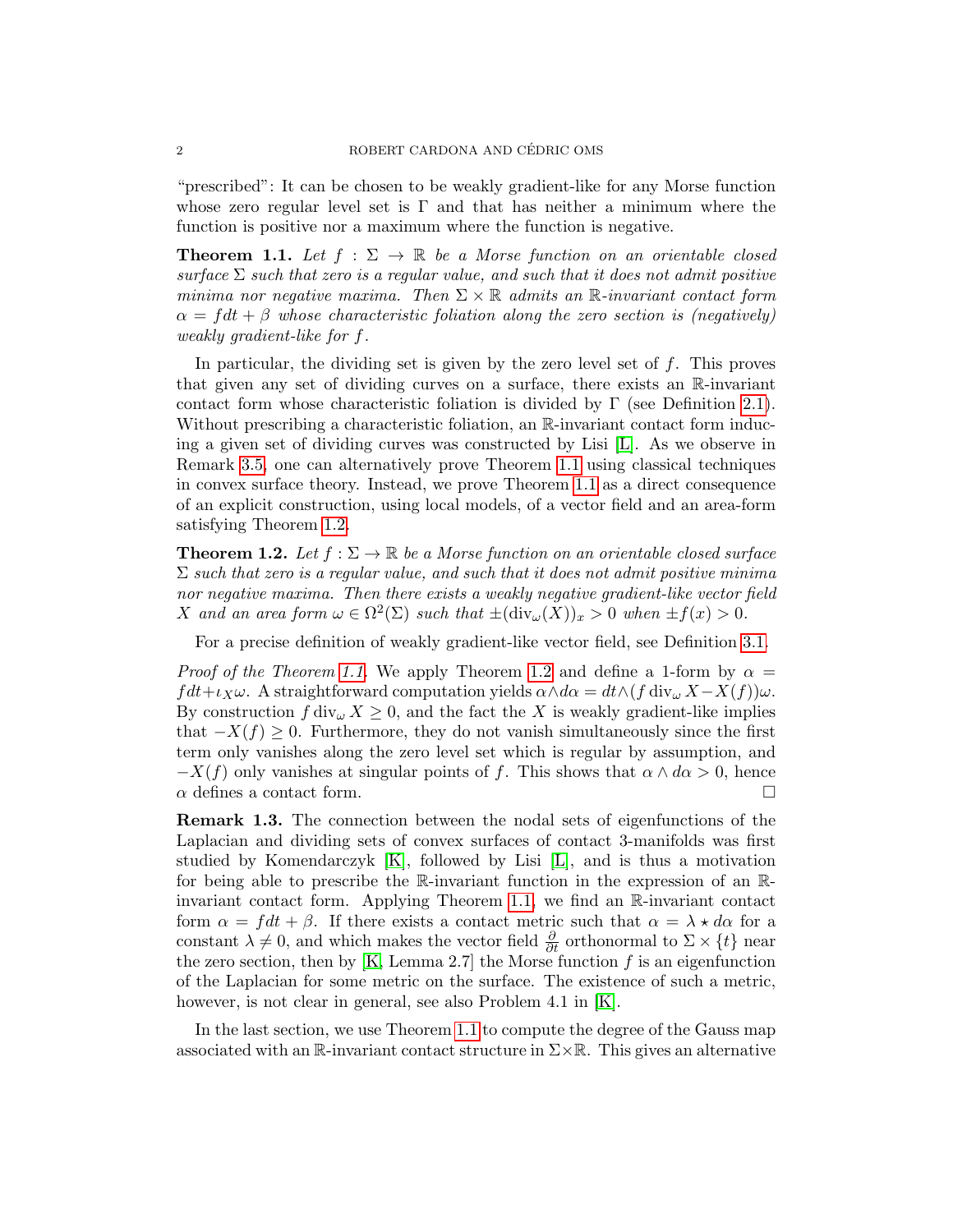"prescribed": It can be chosen to be weakly gradient-like for any Morse function whose zero regular level set is $\Gamma$ and that has neither a minimum where the function is positive nor a maximum where the function is negative.

**Theorem 1.1.** *Let $f : \Sigma \to \mathbb{R}$ be a Morse function on an orientable closed surface $\Sigma$ such that zero is a regular value, and such that it does not admit positive minima nor negative maxima. Then $\Sigma \times \mathbb{R}$ admits an $\mathbb{R}$-invariant contact form $\alpha = f dt + \beta$ whose characteristic foliation along the zero section is (negatively) weakly gradient-like for $f$.*

In particular, the dividing set is given by the zero level set of $f$. This proves that given any set of dividing curves on a surface, there exists an $\mathbb{R}$-invariant contact form whose characteristic foliation is divided by $\Gamma$ (see Definition 2.1). Without prescribing a characteristic foliation, an $\mathbb{R}$-invariant contact form inducing a given set of dividing curves was constructed by Lisi [L]. As we observe in Remark 3.5, one can alternatively prove Theorem 1.1 using classical techniques in convex surface theory. Instead, we prove Theorem 1.1 as a direct consequence of an explicit construction, using local models, of a vector field and an area-form satisfying Theorem 1.2.

**Theorem 1.2.** *Let $f : \Sigma \to \mathbb{R}$ be a Morse function on an orientable closed surface $\Sigma$ such that zero is a regular value, and such that it does not admit positive minima nor negative maxima. Then there exists a weakly negative gradient-like vector field $X$ and an area form $\omega \in \Omega^2(\Sigma)$ such that $\pm(\operatorname{div}_\omega(X))_x > 0$ when $\pm f(x) > 0$.*

For a precise definition of weakly gradient-like vector field, see Definition 3.1.

*Proof of the Theorem 1.1.* We apply Theorem 1.2 and define a 1-form by $\alpha = f dt + \iota_X \omega$. A straightforward computation yields $\alpha \wedge d\alpha = dt \wedge (f \operatorname{div}_\omega X - X(f))\omega$. By construction $f \operatorname{div}_\omega X \geq 0$, and the fact the $X$ is weakly gradient-like implies that $-X(f) \geq 0$. Furthermore, they do not vanish simultaneously since the first term only vanishes along the zero level set which is regular by assumption, and $-X(f)$ only vanishes at singular points of $f$. This shows that $\alpha \wedge d\alpha > 0$, hence $\alpha$ defines a contact form. $\square$

**Remark 1.3.** The connection between the nodal sets of eigenfunctions of the Laplacian and dividing sets of convex surfaces of contact 3-manifolds was first studied by Komendarczyk [K], followed by Lisi [L], and is thus a motivation for being able to prescribe the $\mathbb{R}$-invariant function in the expression of an $\mathbb{R}$-invariant contact form. Applying Theorem 1.1, we find an $\mathbb{R}$-invariant contact form $\alpha = f dt + \beta$. If there exists a contact metric such that $\alpha = \lambda \star d\alpha$ for a constant $\lambda \neq 0$, and which makes the vector field $\frac{\partial}{\partial t}$ orthonormal to $\Sigma \times \{t\}$ near the zero section, then by [K, Lemma 2.7] the Morse function $f$ is an eigenfunction of the Laplacian for some metric on the surface. The existence of such a metric, however, is not clear in general, see also Problem 4.1 in [K].

In the last section, we use Theorem 1.1 to compute the degree of the Gauss map associated with an $\mathbb{R}$-invariant contact structure in $\Sigma \times \mathbb{R}$. This gives an alternative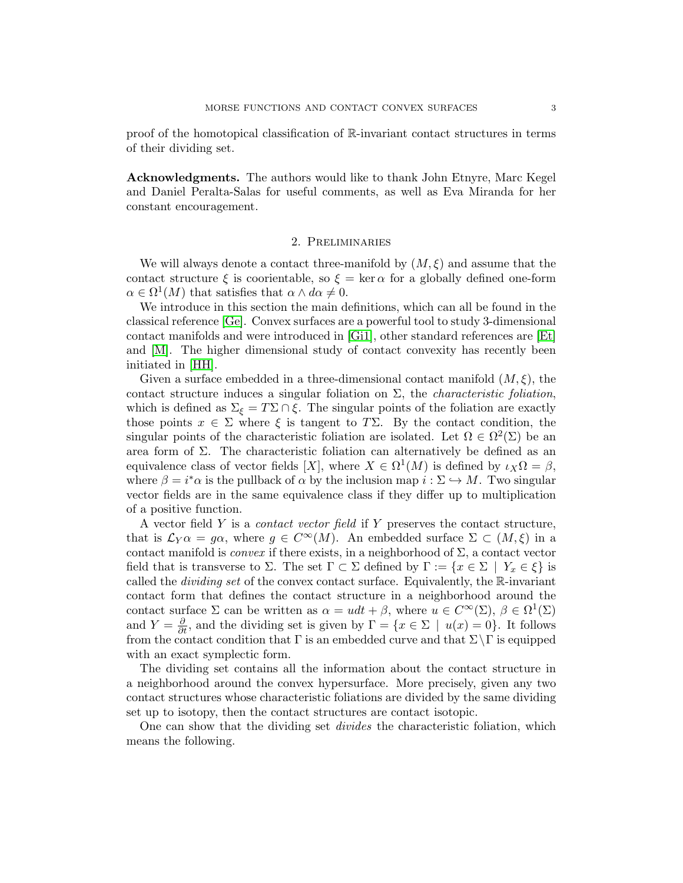proof of the homotopical classification of $\mathbb{R}$-invariant contact structures in terms of their dividing set.

**Acknowledgments.** The authors would like to thank John Etnyre, Marc Kegel and Daniel Peralta-Salas for useful comments, as well as Eva Miranda for her constant encouragement.

## 2. Preliminaries

We will always denote a contact three-manifold by $(M, \xi)$ and assume that the contact structure $\xi$ is coorientable, so $\xi = \ker \alpha$ for a globally defined one-form $\alpha \in \Omega^1(M)$ that satisfies that $\alpha \wedge d\alpha \neq 0$.

We introduce in this section the main definitions, which can all be found in the classical reference [Ge]. Convex surfaces are a powerful tool to study 3-dimensional contact manifolds and were introduced in [Gi1], other standard references are [Et] and [M]. The higher dimensional study of contact convexity has recently been initiated in [HH].

Given a surface embedded in a three-dimensional contact manifold $(M, \xi)$, the contact structure induces a singular foliation on $\Sigma$, the *characteristic foliation*, which is defined as $\Sigma_\xi = T\Sigma \cap \xi$. The singular points of the foliation are exactly those points $x \in \Sigma$ where $\xi$ is tangent to $T\Sigma$. By the contact condition, the singular points of the characteristic foliation are isolated. Let $\Omega \in \Omega^2(\Sigma)$ be an area form of $\Sigma$. The characteristic foliation can alternatively be defined as an equivalence class of vector fields $[X]$, where $X \in \Omega^1(M)$ is defined by $\iota_X \Omega = \beta$, where $\beta = i^*\alpha$ is the pullback of $\alpha$ by the inclusion map $i : \Sigma \hookrightarrow M$. Two singular vector fields are in the same equivalence class if they differ up to multiplication of a positive function.

A vector field $Y$ is a *contact vector field* if $Y$ preserves the contact structure, that is $\mathcal{L}_Y \alpha = g\alpha$, where $g \in C^\infty(M)$. An embedded surface $\Sigma \subset (M, \xi)$ in a contact manifold is *convex* if there exists, in a neighborhood of $\Sigma$, a contact vector field that is transverse to $\Sigma$. The set $\Gamma \subset \Sigma$ defined by $\Gamma := \{x \in \Sigma \mid Y_x \in \xi\}$ is called the *dividing set* of the convex contact surface. Equivalently, the $\mathbb{R}$-invariant contact form that defines the contact structure in a neighborhood around the contact surface $\Sigma$ can be written as $\alpha = udt + \beta$, where $u \in C^\infty(\Sigma)$, $\beta \in \Omega^1(\Sigma)$ and $Y = \frac{\partial}{\partial t}$, and the dividing set is given by $\Gamma = \{x \in \Sigma \mid u(x) = 0\}$. It follows from the contact condition that $\Gamma$ is an embedded curve and that $\Sigma \setminus \Gamma$ is equipped with an exact symplectic form.

The dividing set contains all the information about the contact structure in a neighborhood around the convex hypersurface. More precisely, given any two contact structures whose characteristic foliations are divided by the same dividing set up to isotopy, then the contact structures are contact isotopic.

One can show that the dividing set *divides* the characteristic foliation, which means the following.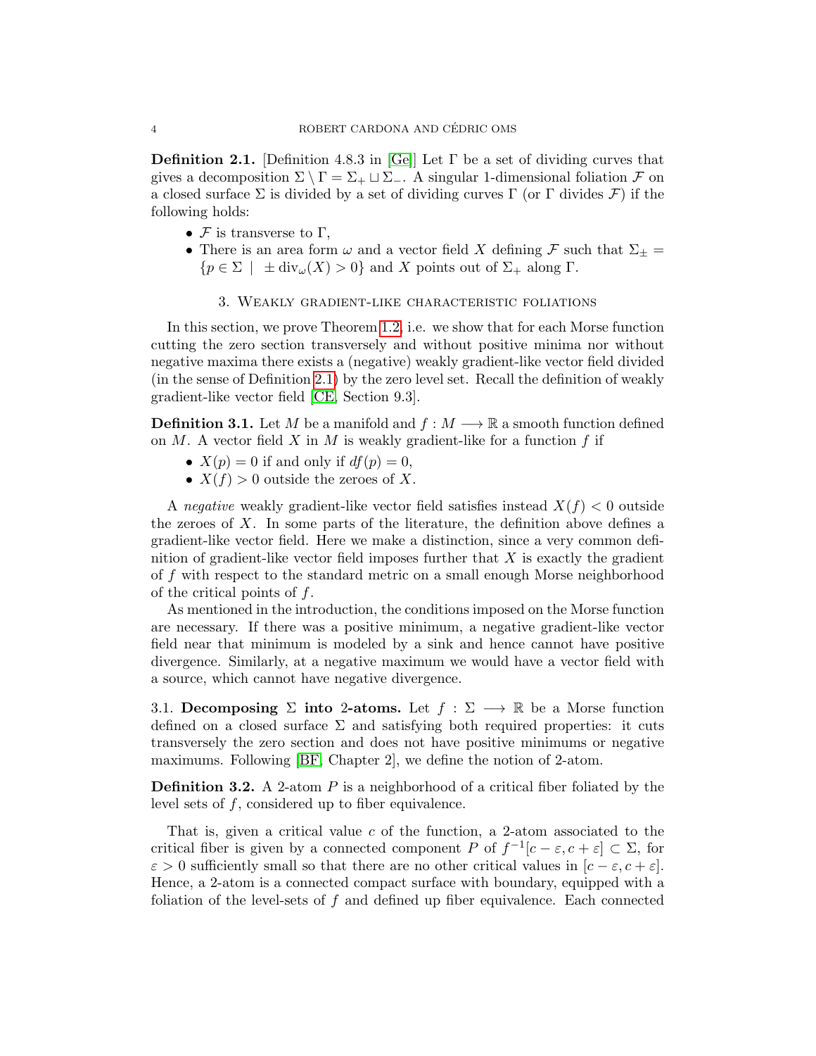**Definition 2.1.** [Definition 4.8.3 in [Ge]] Let $\Gamma$ be a set of dividing curves that gives a decomposition $\Sigma \setminus \Gamma = \Sigma_+ \sqcup \Sigma_-$. A singular 1-dimensional foliation $\mathcal{F}$ on a closed surface $\Sigma$ is divided by a set of dividing curves $\Gamma$ (or $\Gamma$ divides $\mathcal{F}$) if the following holds:

- $\mathcal{F}$ is transverse to $\Gamma$,
- There is an area form $\omega$ and a vector field $X$ defining $\mathcal{F}$ such that $\Sigma_\pm = \{p \in \Sigma \mid \pm \operatorname{div}_\omega(X) > 0\}$ and $X$ points out of $\Sigma_+$ along $\Gamma$.

## 3. Weakly gradient-like characteristic foliations

In this section, we prove Theorem 1.2, i.e. we show that for each Morse function cutting the zero section transversely and without positive minima nor without negative maxima there exists a (negative) weakly gradient-like vector field divided (in the sense of Definition 2.1) by the zero level set. Recall the definition of weakly gradient-like vector field [CE, Section 9.3].

**Definition 3.1.** Let $M$ be a manifold and $f : M \longrightarrow \mathbb{R}$ a smooth function defined on $M$. A vector field $X$ in $M$ is weakly gradient-like for a function $f$ if

- $X(p) = 0$ if and only if $df(p) = 0$,
- $X(f) > 0$ outside the zeroes of $X$.

A *negative* weakly gradient-like vector field satisfies instead $X(f) < 0$ outside the zeroes of $X$. In some parts of the literature, the definition above defines a gradient-like vector field. Here we make a distinction, since a very common definition of gradient-like vector field imposes further that $X$ is exactly the gradient of $f$ with respect to the standard metric on a small enough Morse neighborhood of the critical points of $f$.

As mentioned in the introduction, the conditions imposed on the Morse function are necessary. If there was a positive minimum, a negative gradient-like vector field near that minimum is modeled by a sink and hence cannot have positive divergence. Similarly, at a negative maximum we would have a vector field with a source, which cannot have negative divergence.

### 3.1. Decomposing $\Sigma$ into 2-atoms.

Let $f : \Sigma \longrightarrow \mathbb{R}$ be a Morse function defined on a closed surface $\Sigma$ and satisfying both required properties: it cuts transversely the zero section and does not have positive minimums or negative maximums. Following [BF, Chapter 2], we define the notion of 2-atom.

**Definition 3.2.** A 2-atom $P$ is a neighborhood of a critical fiber foliated by the level sets of $f$, considered up to fiber equivalence.

That is, given a critical value $c$ of the function, a 2-atom associated to the critical fiber is given by a connected component $P$ of $f^{-1}[c - \varepsilon, c + \varepsilon] \subset \Sigma$, for $\varepsilon > 0$ sufficiently small so that there are no other critical values in $[c - \varepsilon, c + \varepsilon]$. Hence, a 2-atom is a connected compact surface with boundary, equipped with a foliation of the level-sets of $f$ and defined up fiber equivalence. Each connected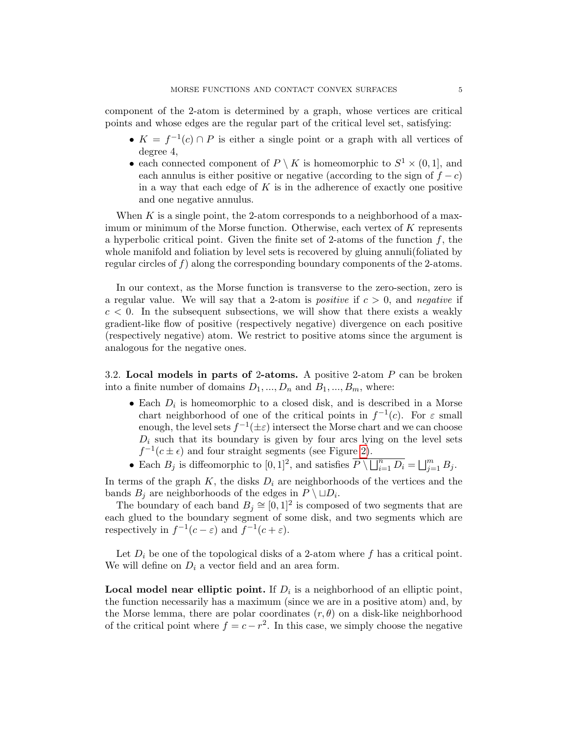component of the 2-atom is determined by a graph, whose vertices are critical points and whose edges are the regular part of the critical level set, satisfying:

- $K = f^{-1}(c) \cap P$ is either a single point or a graph with all vertices of degree 4,
- each connected component of $P \setminus K$ is homeomorphic to $S^1 \times (0, 1]$, and each annulus is either positive or negative (according to the sign of $f - c$) in a way that each edge of $K$ is in the adherence of exactly one positive and one negative annulus.

When $K$ is a single point, the 2-atom corresponds to a neighborhood of a maximum or minimum of the Morse function. Otherwise, each vertex of $K$ represents a hyperbolic critical point. Given the finite set of 2-atoms of the function $f$, the whole manifold and foliation by level sets is recovered by gluing annuli(foliated by regular circles of $f$) along the corresponding boundary components of the 2-atoms.

In our context, as the Morse function is transverse to the zero-section, zero is a regular value. We will say that a 2-atom is *positive* if $c > 0$, and *negative* if $c < 0$. In the subsequent subsections, we will show that there exists a weakly gradient-like flow of positive (respectively negative) divergence on each positive (respectively negative) atom. We restrict to positive atoms since the argument is analogous for the negative ones.

3.2. **Local models in parts of 2-atoms.** A positive 2-atom $P$ can be broken into a finite number of domains $D_1, ..., D_n$ and $B_1, ..., B_m$, where:

- Each $D_i$ is homeomorphic to a closed disk, and is described in a Morse chart neighborhood of one of the critical points in $f^{-1}(c)$. For $\varepsilon$ small enough, the level sets $f^{-1}(\pm\varepsilon)$ intersect the Morse chart and we can choose $D_i$ such that its boundary is given by four arcs lying on the level sets $f^{-1}(c \pm \epsilon)$ and four straight segments (see Figure 2).
- Each $B_j$ is diffeomorphic to $[0, 1]^2$, and satisfies $\overline{P \setminus \bigsqcup_{i=1}^n D_i} = \bigsqcup_{j=1}^m B_j$.

In terms of the graph $K$, the disks $D_i$ are neighborhoods of the vertices and the bands $B_j$ are neighborhoods of the edges in $P \setminus \sqcup D_i$.

The boundary of each band $B_j \cong [0, 1]^2$ is composed of two segments that are each glued to the boundary segment of some disk, and two segments which are respectively in $f^{-1}(c - \varepsilon)$ and $f^{-1}(c + \varepsilon)$.

Let $D_i$ be one of the topological disks of a 2-atom where $f$ has a critical point. We will define on $D_i$ a vector field and an area form.

**Local model near elliptic point.** If $D_i$ is a neighborhood of an elliptic point, the function necessarily has a maximum (since we are in a positive atom) and, by the Morse lemma, there are polar coordinates $(r, \theta)$ on a disk-like neighborhood of the critical point where $f = c - r^2$. In this case, we simply choose the negative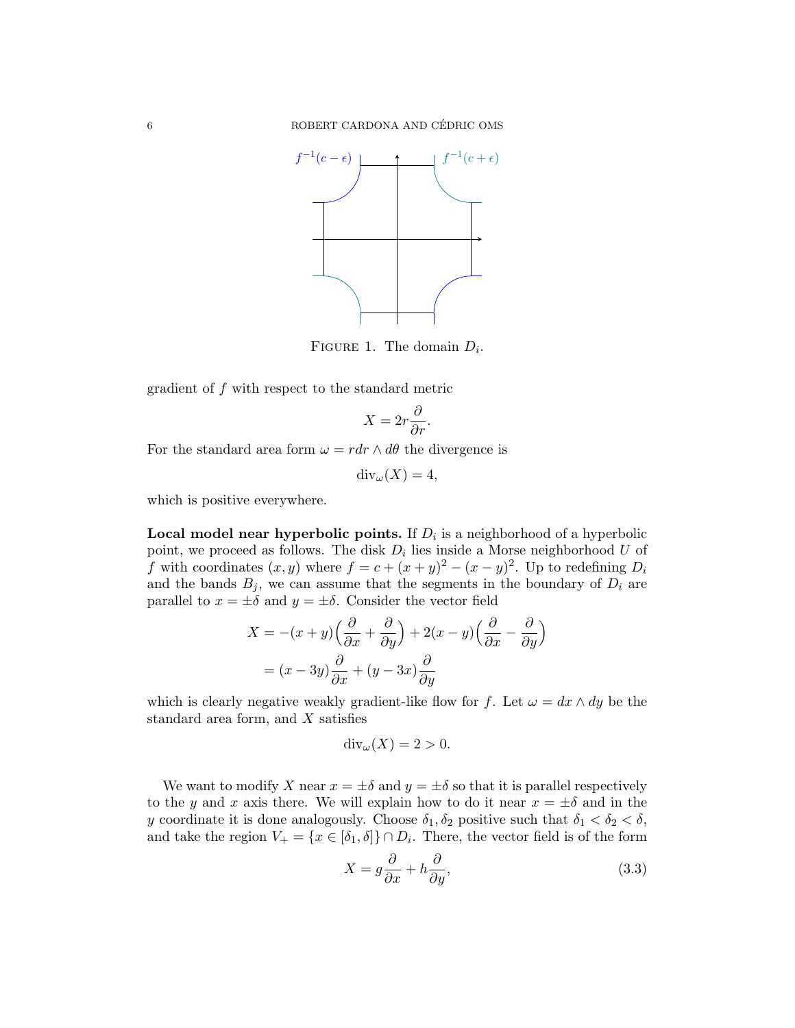FIGURE 1. The domain $D_i$.

gradient of $f$ with respect to the standard metric

$$X = 2r\frac{\partial}{\partial r}.$$

For the standard area form $\omega = rdr \wedge d\theta$ the divergence is

$$\mathrm{div}_\omega(X) = 4,$$

which is positive everywhere.

**Local model near hyperbolic points.** If $D_i$ is a neighborhood of a hyperbolic point, we proceed as follows. The disk $D_i$ lies inside a Morse neighborhood $U$ of $f$ with coordinates $(x, y)$ where $f = c + (x+y)^2 - (x-y)^2$. Up to redefining $D_i$ and the bands $B_j$, we can assume that the segments in the boundary of $D_i$ are parallel to $x = \pm\delta$ and $y = \pm\delta$. Consider the vector field

$$\begin{aligned} X &= -(x+y)\Big(\frac{\partial}{\partial x} + \frac{\partial}{\partial y}\Big) + 2(x-y)\Big(\frac{\partial}{\partial x} - \frac{\partial}{\partial y}\Big) \\ &= (x-3y)\frac{\partial}{\partial x} + (y-3x)\frac{\partial}{\partial y} \end{aligned}$$

which is clearly negative weakly gradient-like flow for $f$. Let $\omega = dx \wedge dy$ be the standard area form, and $X$ satisfies

$$\mathrm{div}_\omega(X) = 2 > 0.$$

We want to modify $X$ near $x = \pm\delta$ and $y = \pm\delta$ so that it is parallel respectively to the $y$ and $x$ axis there. We will explain how to do it near $x = \pm\delta$ and in the $y$ coordinate it is done analogously. Choose $\delta_1, \delta_2$ positive such that $\delta_1 < \delta_2 < \delta$, and take the region $V_+ = \{x \in [\delta_1, \delta]\} \cap D_i$. There, the vector field is of the form

$$X = g\frac{\partial}{\partial x} + h\frac{\partial}{\partial y}, \tag{3.3}$$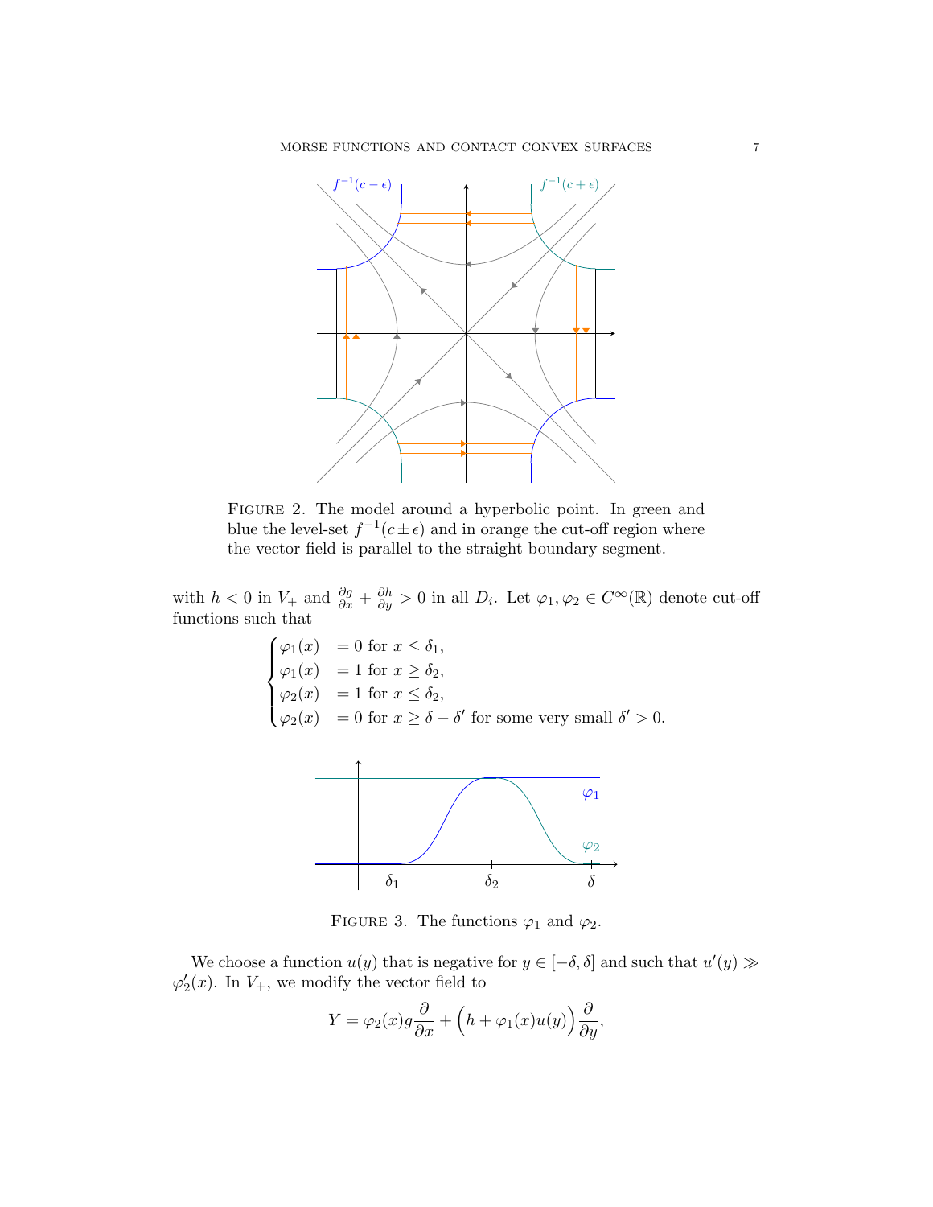FIGURE 2. The model around a hyperbolic point. In green and blue the level-set $f^{-1}(c \pm \epsilon)$ and in orange the cut-off region where the vector field is parallel to the straight boundary segment.

with $h < 0$ in $V_+$ and $\frac{\partial g}{\partial x} + \frac{\partial h}{\partial y} > 0$ in all $D_i$. Let $\varphi_1, \varphi_2 \in C^\infty(\mathbb{R})$ denote cut-off functions such that

$$
\begin{cases}
\varphi_1(x) & = 0 \text{ for } x \leq \delta_1, \\
\varphi_1(x) & = 1 \text{ for } x \geq \delta_2, \\
\varphi_2(x) & = 1 \text{ for } x \leq \delta_2, \\
\varphi_2(x) & = 0 \text{ for } x \geq \delta - \delta' \text{ for some very small } \delta' > 0.
\end{cases}
$$

FIGURE 3. The functions $\varphi_1$ and $\varphi_2$.

We choose a function $u(y)$ that is negative for $y \in [-\delta, \delta]$ and such that $u'(y) \gg \varphi_2'(x)$. In $V_+$, we modify the vector field to

$$
Y = \varphi_2(x) g \frac{\partial}{\partial x} + \Big( h + \varphi_1(x) u(y) \Big) \frac{\partial}{\partial y},
$$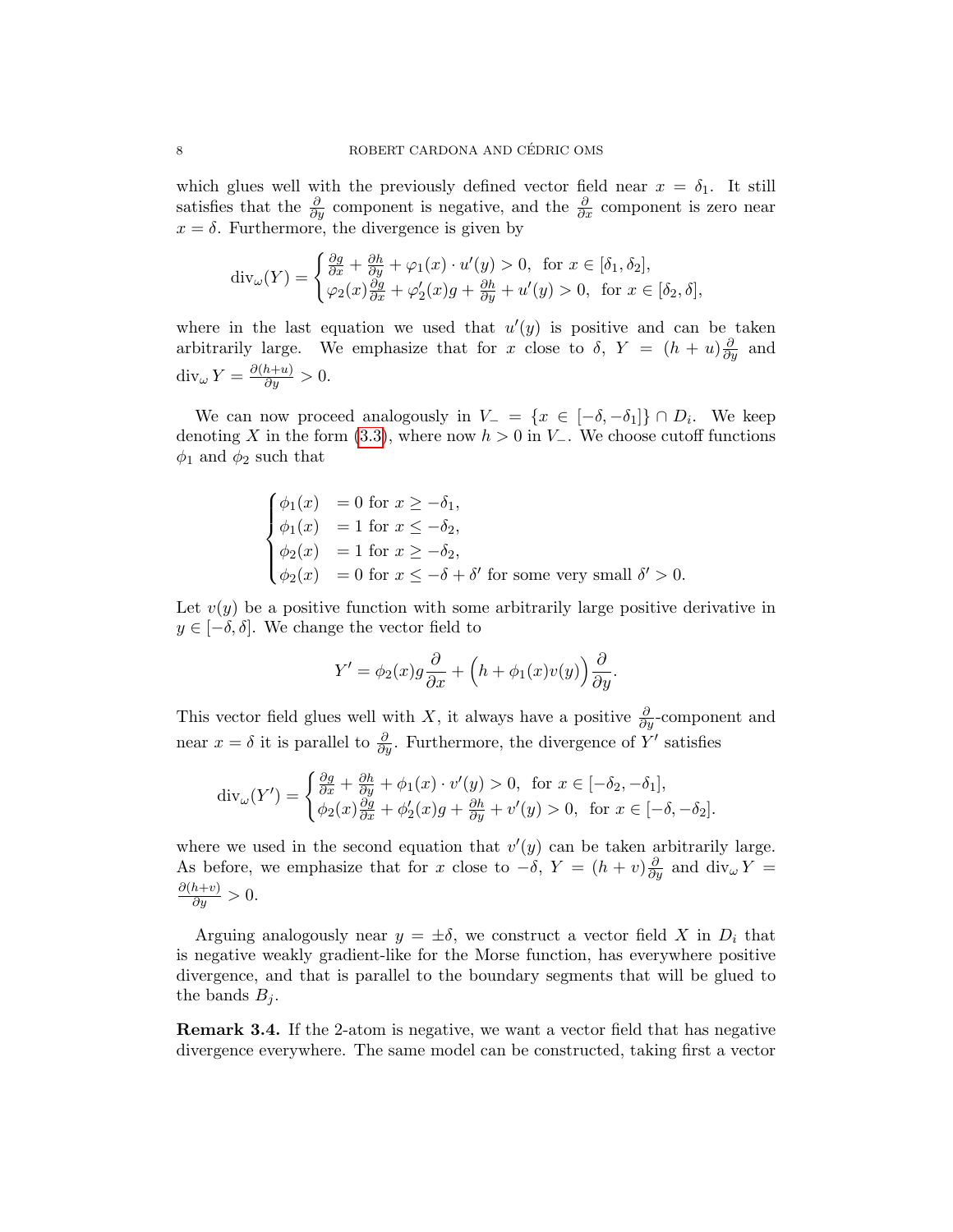which glues well with the previously defined vector field near $x = \delta_1$. It still satisfies that the $\frac{\partial}{\partial y}$ component is negative, and the $\frac{\partial}{\partial x}$ component is zero near $x = \delta$. Furthermore, the divergence is given by

$$\operatorname{div}_\omega(Y) = \begin{cases} \frac{\partial g}{\partial x} + \frac{\partial h}{\partial y} + \varphi_1(x) \cdot u'(y) > 0, & \text{for } x \in [\delta_1, \delta_2], \\ \varphi_2(x)\frac{\partial g}{\partial x} + \varphi_2'(x) g + \frac{\partial h}{\partial y} + u'(y) > 0, & \text{for } x \in [\delta_2, \delta], \end{cases}$$

where in the last equation we used that $u'(y)$ is positive and can be taken arbitrarily large. We emphasize that for $x$ close to $\delta$, $Y = (h+u)\frac{\partial}{\partial y}$ and $\operatorname{div}_\omega Y = \frac{\partial(h+u)}{\partial y} > 0$.

We can now proceed analogously in $V_- = \{x \in [-\delta, -\delta_1]\} \cap D_i$. We keep denoting $X$ in the form (3.3), where now $h > 0$ in $V_-$. We choose cutoff functions $\phi_1$ and $\phi_2$ such that

$$\begin{cases} \phi_1(x) & = 0 \text{ for } x \geq -\delta_1, \\ \phi_1(x) & = 1 \text{ for } x \leq -\delta_2, \\ \phi_2(x) & = 1 \text{ for } x \geq -\delta_2, \\ \phi_2(x) & = 0 \text{ for } x \leq -\delta + \delta' \text{ for some very small } \delta' > 0. \end{cases}$$

Let $v(y)$ be a positive function with some arbitrarily large positive derivative in $y \in [-\delta, \delta]$. We change the vector field to

$$Y' = \phi_2(x) g \frac{\partial}{\partial x} + \Big(h + \phi_1(x) v(y)\Big)\frac{\partial}{\partial y}.$$

This vector field glues well with $X$, it always have a positive $\frac{\partial}{\partial y}$-component and near $x = \delta$ it is parallel to $\frac{\partial}{\partial y}$. Furthermore, the divergence of $Y'$ satisfies

$$\operatorname{div}_\omega(Y') = \begin{cases} \frac{\partial g}{\partial x} + \frac{\partial h}{\partial y} + \phi_1(x) \cdot v'(y) > 0, & \text{for } x \in [-\delta_2, -\delta_1], \\ \phi_2(x)\frac{\partial g}{\partial x} + \phi_2'(x) g + \frac{\partial h}{\partial y} + v'(y) > 0, & \text{for } x \in [-\delta, -\delta_2]. \end{cases}$$

where we used in the second equation that $v'(y)$ can be taken arbitrarily large. As before, we emphasize that for $x$ close to $-\delta$, $Y = (h+v)\frac{\partial}{\partial y}$ and $\operatorname{div}_\omega Y = \frac{\partial(h+v)}{\partial y} > 0$.

Arguing analogously near $y = \pm\delta$, we construct a vector field $X$ in $D_i$ that is negative weakly gradient-like for the Morse function, has everywhere positive divergence, and that is parallel to the boundary segments that will be glued to the bands $B_j$.

**Remark 3.4.** If the 2-atom is negative, we want a vector field that has negative divergence everywhere. The same model can be constructed, taking first a vector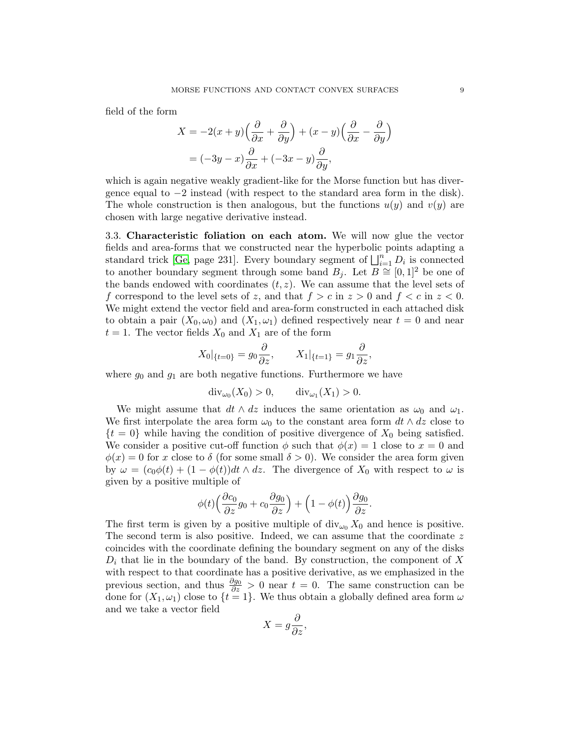field of the form

$$
\begin{aligned}
X &= -2(x+y)\Big(\frac{\partial}{\partial x} + \frac{\partial}{\partial y}\Big) + (x-y)\Big(\frac{\partial}{\partial x} - \frac{\partial}{\partial y}\Big) \\
&= (-3y - x)\frac{\partial}{\partial x} + (-3x - y)\frac{\partial}{\partial y},
\end{aligned}
$$

which is again negative weakly gradient-like for the Morse function but has divergence equal to $-2$ instead (with respect to the standard area form in the disk). The whole construction is then analogous, but the functions $u(y)$ and $v(y)$ are chosen with large negative derivative instead.

3.3. **Characteristic foliation on each atom.** We will now glue the vector fields and area-forms that we constructed near the hyperbolic points adapting a standard trick [Ge, page 231]. Every boundary segment of $\bigsqcup_{i=1}^n D_i$ is connected to another boundary segment through some band $B_j$. Let $B \cong [0,1]^2$ be one of the bands endowed with coordinates $(t,z)$. We can assume that the level sets of $f$ correspond to the level sets of $z$, and that $f > c$ in $z > 0$ and $f < c$ in $z < 0$. We might extend the vector field and area-form constructed in each attached disk to obtain a pair $(X_0, \omega_0)$ and $(X_1, \omega_1)$ defined respectively near $t = 0$ and near $t = 1$. The vector fields $X_0$ and $X_1$ are of the form

$$
X_0|_{\{t=0\}} = g_0 \frac{\partial}{\partial z}, \qquad X_1|_{\{t=1\}} = g_1 \frac{\partial}{\partial z},
$$

where $g_0$ and $g_1$ are both negative functions. Furthermore we have

$$
\operatorname{div}_{\omega_0}(X_0) > 0, \qquad \operatorname{div}_{\omega_1}(X_1) > 0.
$$

We might assume that $dt \wedge dz$ induces the same orientation as $\omega_0$ and $\omega_1$. We first interpolate the area form $\omega_0$ to the constant area form $dt \wedge dz$ close to $\{t = 0\}$ while having the condition of positive divergence of $X_0$ being satisfied. We consider a positive cut-off function $\phi$ such that $\phi(x) = 1$ close to $x = 0$ and $\phi(x) = 0$ for $x$ close to $\delta$ (for some small $\delta > 0$). We consider the area form given by $\omega = (c_0\phi(t) + (1 - \phi(t))dt \wedge dz$. The divergence of $X_0$ with respect to $\omega$ is given by a positive multiple of

$$
\phi(t)\Big(\frac{\partial c_0}{\partial z} g_0 + c_0 \frac{\partial g_0}{\partial z}\Big) + \Big(1 - \phi(t)\Big)\frac{\partial g_0}{\partial z}.
$$

The first term is given by a positive multiple of $\operatorname{div}_{\omega_0} X_0$ and hence is positive. The second term is also positive. Indeed, we can assume that the coordinate $z$ coincides with the coordinate defining the boundary segment on any of the disks $D_i$ that lie in the boundary of the band. By construction, the component of $X$ with respect to that coordinate has a positive derivative, as we emphasized in the previous section, and thus $\frac{\partial g_0}{\partial z} > 0$ near $t = 0$. The same construction can be done for $(X_1, \omega_1)$ close to $\{t = 1\}$. We thus obtain a globally defined area form $\omega$ and we take a vector field

$$
X = g\frac{\partial}{\partial z},
$$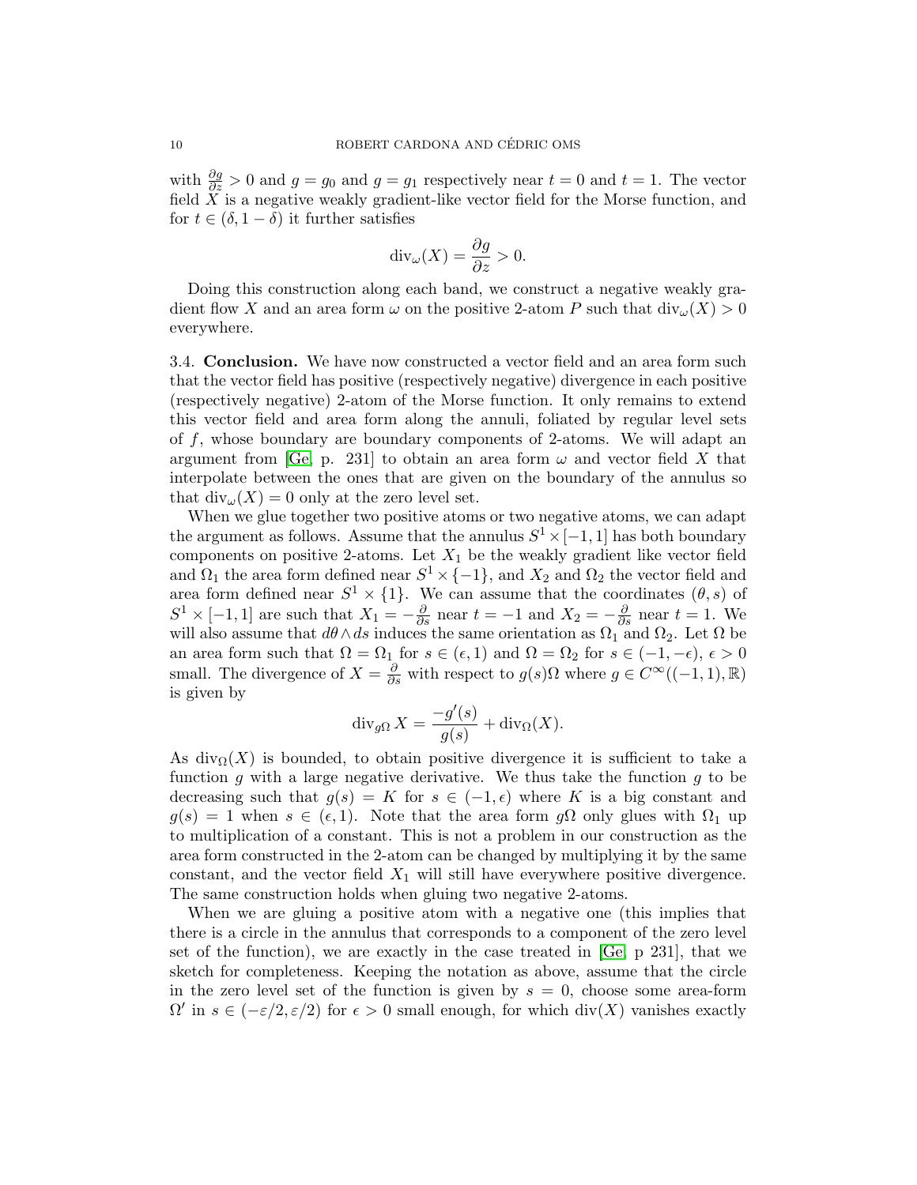with $\frac{\partial g}{\partial z} > 0$ and $g = g_0$ and $g = g_1$ respectively near $t = 0$ and $t = 1$. The vector field $X$ is a negative weakly gradient-like vector field for the Morse function, and for $t \in (\delta, 1-\delta)$ it further satisfies

$$\mathrm{div}_\omega(X) = \frac{\partial g}{\partial z} > 0.$$

Doing this construction along each band, we construct a negative weakly gradient flow $X$ and an area form $\omega$ on the positive 2-atom $P$ such that $\mathrm{div}_\omega(X) > 0$ everywhere.

3.4. **Conclusion.** We have now constructed a vector field and an area form such that the vector field has positive (respectively negative) divergence in each positive (respectively negative) 2-atom of the Morse function. It only remains to extend this vector field and area form along the annuli, foliated by regular level sets of $f$, whose boundary are boundary components of 2-atoms. We will adapt an argument from [Ge, p. 231] to obtain an area form $\omega$ and vector field $X$ that interpolate between the ones that are given on the boundary of the annulus so that $\mathrm{div}_\omega(X) = 0$ only at the zero level set.

When we glue together two positive atoms or two negative atoms, we can adapt the argument as follows. Assume that the annulus $S^1 \times [-1, 1]$ has both boundary components on positive 2-atoms. Let $X_1$ be the weakly gradient like vector field and $\Omega_1$ the area form defined near $S^1 \times \{-1\}$, and $X_2$ and $\Omega_2$ the vector field and area form defined near $S^1 \times \{1\}$. We can assume that the coordinates $(\theta, s)$ of $S^1 \times [-1, 1]$ are such that $X_1 = -\frac{\partial}{\partial s}$ near $t = -1$ and $X_2 = -\frac{\partial}{\partial s}$ near $t = 1$. We will also assume that $d\theta \wedge ds$ induces the same orientation as $\Omega_1$ and $\Omega_2$. Let $\Omega$ be an area form such that $\Omega = \Omega_1$ for $s \in (\epsilon, 1)$ and $\Omega = \Omega_2$ for $s \in (-1, -\epsilon)$, $\epsilon > 0$ small. The divergence of $X = \frac{\partial}{\partial s}$ with respect to $g(s)\Omega$ where $g \in C^\infty((-1, 1), \mathbb{R})$ is given by

$$\mathrm{div}_{g\Omega} X = \frac{-g'(s)}{g(s)} + \mathrm{div}_\Omega(X).$$

As $\mathrm{div}_\Omega(X)$ is bounded, to obtain positive divergence it is sufficient to take a function $g$ with a large negative derivative. We thus take the function $g$ to be decreasing such that $g(s) = K$ for $s \in (-1, \epsilon)$ where $K$ is a big constant and $g(s) = 1$ when $s \in (\epsilon, 1)$. Note that the area form $g\Omega$ only glues with $\Omega_1$ up to multiplication of a constant. This is not a problem in our construction as the area form constructed in the 2-atom can be changed by multiplying it by the same constant, and the vector field $X_1$ will still have everywhere positive divergence. The same construction holds when gluing two negative 2-atoms.

When we are gluing a positive atom with a negative one (this implies that there is a circle in the annulus that corresponds to a component of the zero level set of the function), we are exactly in the case treated in [Ge, p 231], that we sketch for completeness. Keeping the notation as above, assume that the circle in the zero level set of the function is given by $s = 0$, choose some area-form $\Omega'$ in $s \in (-\varepsilon/2, \varepsilon/2)$ for $\epsilon > 0$ small enough, for which $\mathrm{div}(X)$ vanishes exactly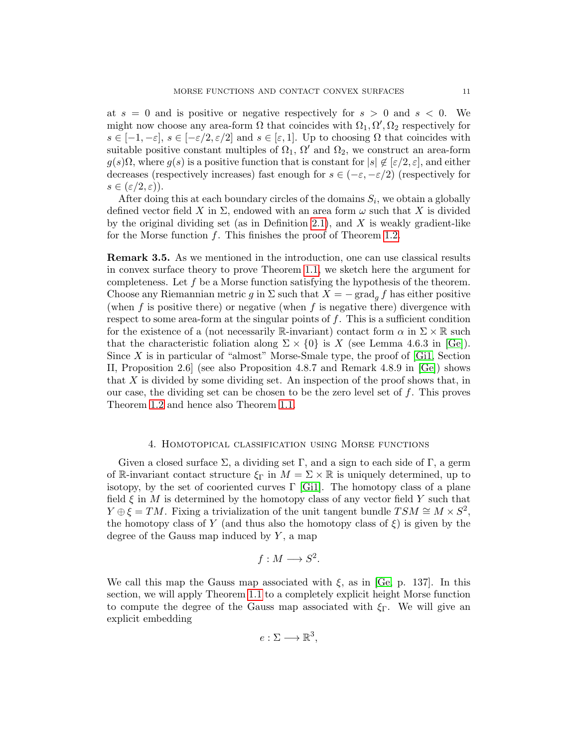at $s = 0$ and is positive or negative respectively for $s > 0$ and $s < 0$. We might now choose any area-form $\Omega$ that coincides with $\Omega_1, \Omega', \Omega_2$ respectively for $s \in [-1, -\varepsilon]$, $s \in [-\varepsilon/2, \varepsilon/2]$ and $s \in [\varepsilon, 1]$. Up to choosing $\Omega$ that coincides with suitable positive constant multiples of $\Omega_1$, $\Omega'$ and $\Omega_2$, we construct an area-form $g(s)\Omega$, where $g(s)$ is a positive function that is constant for $|s| \notin [\varepsilon/2, \varepsilon]$, and either decreases (respectively increases) fast enough for $s \in (-\varepsilon, -\varepsilon/2)$ (respectively for $s \in (\varepsilon/2, \varepsilon)$).

After doing this at each boundary circles of the domains $S_i$, we obtain a globally defined vector field $X$ in $\Sigma$, endowed with an area form $\omega$ such that $X$ is divided by the original dividing set (as in Definition 2.1), and $X$ is weakly gradient-like for the Morse function $f$. This finishes the proof of Theorem 1.2.

**Remark 3.5.** As we mentioned in the introduction, one can use classical results in convex surface theory to prove Theorem 1.1, we sketch here the argument for completeness. Let $f$ be a Morse function satisfying the hypothesis of the theorem. Choose any Riemannian metric $g$ in $\Sigma$ such that $X = -\operatorname{grad}_g f$ has either positive (when $f$ is positive there) or negative (when $f$ is negative there) divergence with respect to some area-form at the singular points of $f$. This is a sufficient condition for the existence of a (not necessarily $\mathbb{R}$-invariant) contact form $\alpha$ in $\Sigma \times \mathbb{R}$ such that the characteristic foliation along $\Sigma \times \{0\}$ is $X$ (see Lemma 4.6.3 in [Ge]). Since $X$ is in particular of "almost" Morse-Smale type, the proof of [Gi1, Section II, Proposition 2.6] (see also Proposition 4.8.7 and Remark 4.8.9 in [Ge]) shows that $X$ is divided by some dividing set. An inspection of the proof shows that, in our case, the dividing set can be chosen to be the zero level set of $f$. This proves Theorem 1.2 and hence also Theorem 1.1.

## 4. Homotopical classification using Morse functions

Given a closed surface $\Sigma$, a dividing set $\Gamma$, and a sign to each side of $\Gamma$, a germ of $\mathbb{R}$-invariant contact structure $\xi_\Gamma$ in $M = \Sigma \times \mathbb{R}$ is uniquely determined, up to isotopy, by the set of cooriented curves $\Gamma$ [Gi1]. The homotopy class of a plane field $\xi$ in $M$ is determined by the homotopy class of any vector field $Y$ such that $Y \oplus \xi = TM$. Fixing a trivialization of the unit tangent bundle $TSM \cong M \times S^2$, the homotopy class of $Y$ (and thus also the homotopy class of $\xi$) is given by the degree of the Gauss map induced by $Y$, a map

$$f : M \longrightarrow S^2.$$

We call this map the Gauss map associated with $\xi$, as in [Ge, p. 137]. In this section, we will apply Theorem 1.1 to a completely explicit height Morse function to compute the degree of the Gauss map associated with $\xi_\Gamma$. We will give an explicit embedding

$$e : \Sigma \longrightarrow \mathbb{R}^3,$$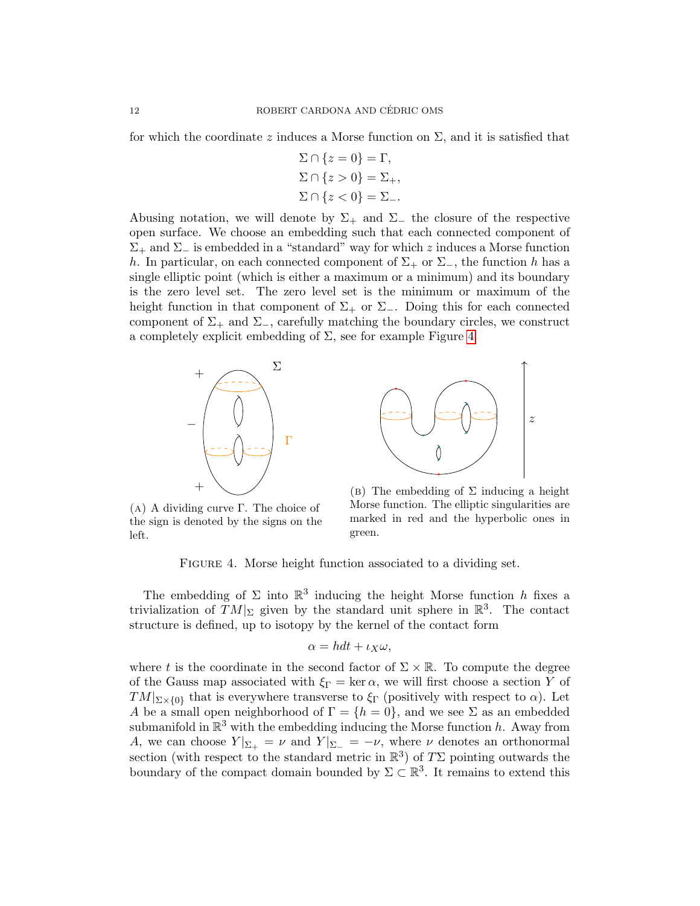for which the coordinate $z$ induces a Morse function on $\Sigma$, and it is satisfied that

$$\Sigma \cap \{z = 0\} = \Gamma,$$
$$\Sigma \cap \{z > 0\} = \Sigma_+,$$
$$\Sigma \cap \{z < 0\} = \Sigma_-.$$

Abusing notation, we will denote by $\Sigma_+$ and $\Sigma_-$ the closure of the respective open surface. We choose an embedding such that each connected component of $\Sigma_+$ and $\Sigma_-$ is embedded in a "standard" way for which $z$ induces a Morse function $h$. In particular, on each connected component of $\Sigma_+$ or $\Sigma_-$, the function $h$ has a single elliptic point (which is either a maximum or a minimum) and its boundary is the zero level set. The zero level set is the minimum or maximum of the height function in that component of $\Sigma_+$ or $\Sigma_-$. Doing this for each connected component of $\Sigma_+$ and $\Sigma_-$, carefully matching the boundary circles, we construct a completely explicit embedding of $\Sigma$, see for example Figure 4.

(A) A dividing curve $\Gamma$. The choice of the sign is denoted by the signs on the left.

(B) The embedding of $\Sigma$ inducing a height Morse function. The elliptic singularities are marked in red and the hyperbolic ones in green.

Figure 4. Morse height function associated to a dividing set.

The embedding of $\Sigma$ into $\mathbb{R}^3$ inducing the height Morse function $h$ fixes a trivialization of $TM|_\Sigma$ given by the standard unit sphere in $\mathbb{R}^3$. The contact structure is defined, up to isotopy by the kernel of the contact form

$$\alpha = h dt + \iota_X \omega,$$

where $t$ is the coordinate in the second factor of $\Sigma \times \mathbb{R}$. To compute the degree of the Gauss map associated with $\xi_\Gamma = \ker \alpha$, we will first choose a section $Y$ of $TM|_{\Sigma\times\{0\}}$ that is everywhere transverse to $\xi_\Gamma$ (positively with respect to $\alpha$). Let $A$ be a small open neighborhood of $\Gamma = \{h = 0\}$, and we see $\Sigma$ as an embedded submanifold in $\mathbb{R}^3$ with the embedding inducing the Morse function $h$. Away from $A$, we can choose $Y|_{\Sigma_+} = \nu$ and $Y|_{\Sigma_-} = -\nu$, where $\nu$ denotes an orthonormal section (with respect to the standard metric in $\mathbb{R}^3$) of $T\Sigma$ pointing outwards the boundary of the compact domain bounded by $\Sigma \subset \mathbb{R}^3$. It remains to extend this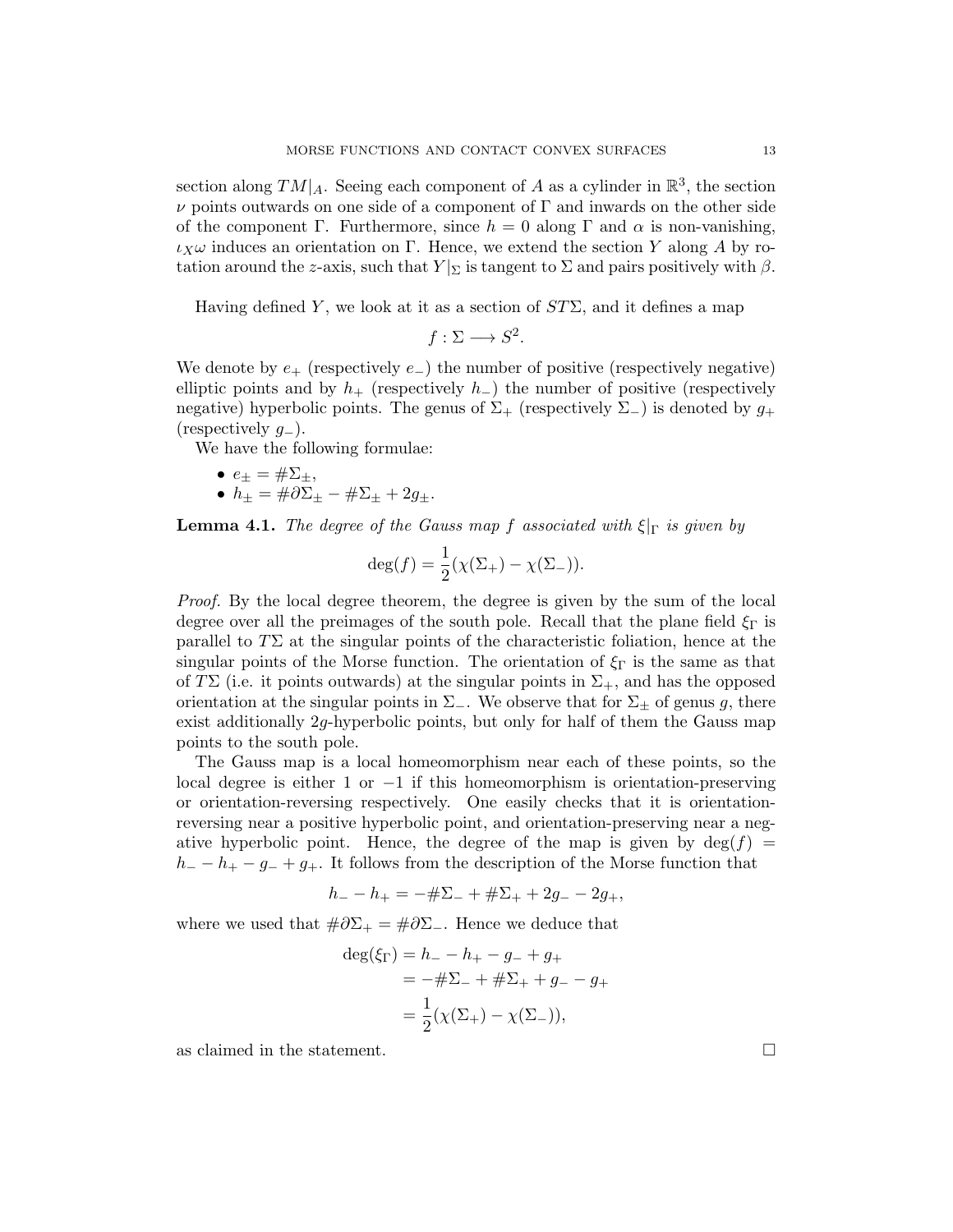section along $TM|_A$. Seeing each component of $A$ as a cylinder in $\mathbb{R}^3$, the section $\nu$ points outwards on one side of a component of $\Gamma$ and inwards on the other side of the component $\Gamma$. Furthermore, since $h = 0$ along $\Gamma$ and $\alpha$ is non-vanishing, $\iota_X \omega$ induces an orientation on $\Gamma$. Hence, we extend the section $Y$ along $A$ by rotation around the $z$-axis, such that $Y|_\Sigma$ is tangent to $\Sigma$ and pairs positively with $\beta$.

Having defined $Y$, we look at it as a section of $ST\Sigma$, and it defines a map

$$f : \Sigma \longrightarrow S^2.$$

We denote by $e_+$ (respectively $e_-$) the number of positive (respectively negative) elliptic points and by $h_+$ (respectively $h_-$) the number of positive (respectively negative) hyperbolic points. The genus of $\Sigma_+$ (respectively $\Sigma_-$) is denoted by $g_+$ (respectively $g_-$).

We have the following formulae:

- $e_\pm = \#\Sigma_\pm$,
- $h_\pm = \#\partial\Sigma_\pm - \#\Sigma_\pm + 2g_\pm$.

**Lemma 4.1.** *The degree of the Gauss map $f$ associated with $\xi|_\Gamma$ is given by*

$$\deg(f) = \frac{1}{2}(\chi(\Sigma_+) - \chi(\Sigma_-)).$$

*Proof.* By the local degree theorem, the degree is given by the sum of the local degree over all the preimages of the south pole. Recall that the plane field $\xi_\Gamma$ is parallel to $T\Sigma$ at the singular points of the characteristic foliation, hence at the singular points of the Morse function. The orientation of $\xi_\Gamma$ is the same as that of $T\Sigma$ (i.e. it points outwards) at the singular points in $\Sigma_+$, and has the opposed orientation at the singular points in $\Sigma_-$. We observe that for $\Sigma_\pm$ of genus $g$, there exist additionally $2g$-hyperbolic points, but only for half of them the Gauss map points to the south pole.

The Gauss map is a local homeomorphism near each of these points, so the local degree is either 1 or $-1$ if this homeomorphism is orientation-preserving or orientation-reversing respectively. One easily checks that it is orientation-reversing near a positive hyperbolic point, and orientation-preserving near a negative hyperbolic point. Hence, the degree of the map is given by $\deg(f) = h_- - h_+ - g_- + g_+$. It follows from the description of the Morse function that

$$h_- - h_+ = -\#\Sigma_- + \#\Sigma_+ + 2g_- - 2g_+,$$

where we used that $\#\partial\Sigma_+ = \#\partial\Sigma_-$. Hence we deduce that

$$\begin{aligned}
\deg(\xi_\Gamma) &= h_- - h_+ - g_- + g_+ \\
&= -\#\Sigma_- + \#\Sigma_+ + g_- - g_+ \\
&= \frac{1}{2}(\chi(\Sigma_+) - \chi(\Sigma_-)),
\end{aligned}$$

as claimed in the statement. $\square$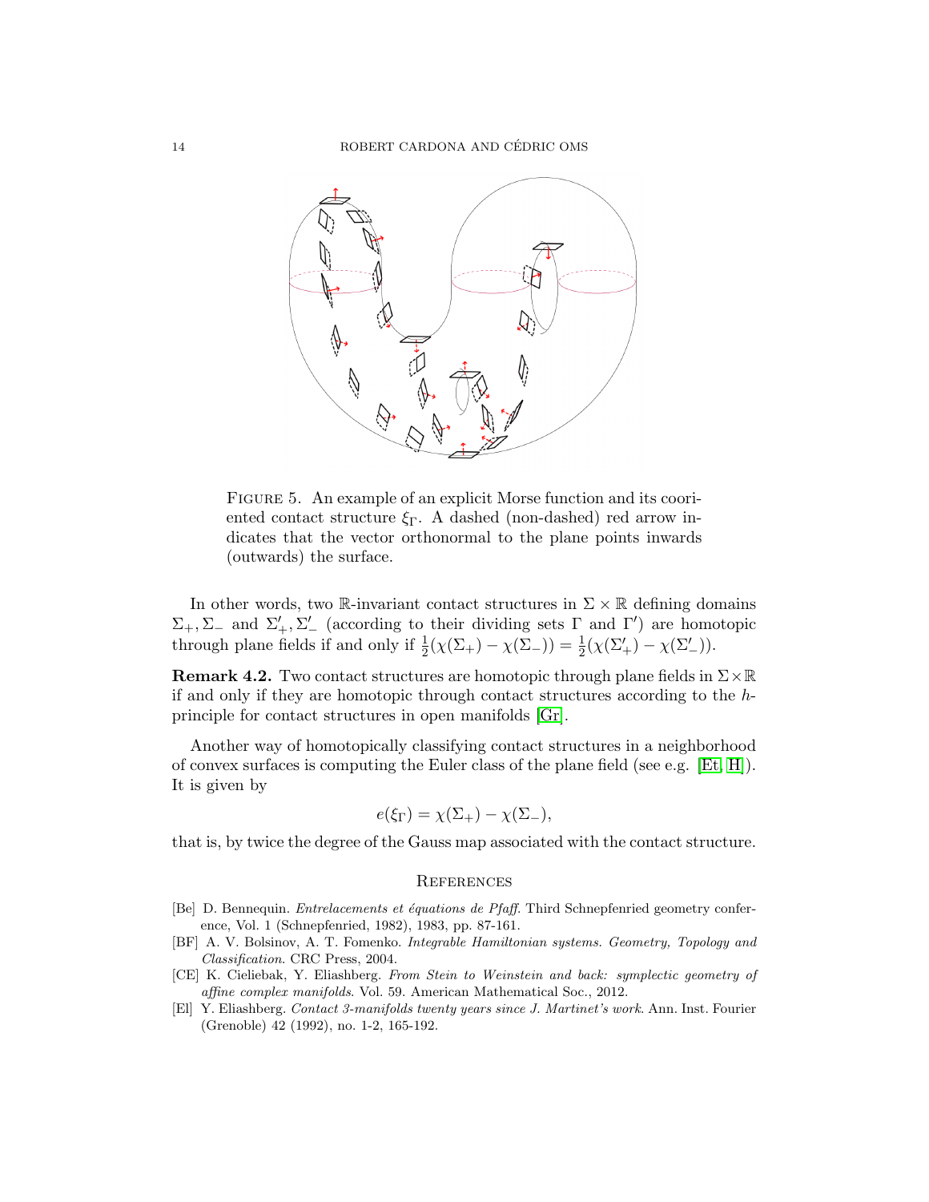FIGURE 5. An example of an explicit Morse function and its cooriented contact structure $\xi_\Gamma$. A dashed (non-dashed) red arrow indicates that the vector orthonormal to the plane points inwards (outwards) the surface.

In other words, two $\mathbb{R}$-invariant contact structures in $\Sigma \times \mathbb{R}$ defining domains $\Sigma_+, \Sigma_-$ and $\Sigma'_+, \Sigma'_-$ (according to their dividing sets $\Gamma$ and $\Gamma'$) are homotopic through plane fields if and only if $\frac{1}{2}(\chi(\Sigma_+) - \chi(\Sigma_-)) = \frac{1}{2}(\chi(\Sigma'_+) - \chi(\Sigma'_-))$.

**Remark 4.2.** Two contact structures are homotopic through plane fields in $\Sigma \times \mathbb{R}$ if and only if they are homotopic through contact structures according to the $h$-principle for contact structures in open manifolds [Gr].

Another way of homotopically classifying contact structures in a neighborhood of convex surfaces is computing the Euler class of the plane field (see e.g. [Et, H]). It is given by

$$e(\xi_\Gamma) = \chi(\Sigma_+) - \chi(\Sigma_-),$$

that is, by twice the degree of the Gauss map associated with the contact structure.

## REFERENCES

[Be] D. Bennequin. *Entrelacements et équations de Pfaff*. Third Schnepfenried geometry conference, Vol. 1 (Schnepfenried, 1982), 1983, pp. 87-161.

[BF] A. V. Bolsinov, A. T. Fomenko. *Integrable Hamiltonian systems. Geometry, Topology and Classification*. CRC Press, 2004.

[CE] K. Cieliebak, Y. Eliashberg. *From Stein to Weinstein and back: symplectic geometry of affine complex manifolds*. Vol. 59. American Mathematical Soc., 2012.

[El] Y. Eliashberg. *Contact 3-manifolds twenty years since J. Martinet's work*. Ann. Inst. Fourier (Grenoble) 42 (1992), no. 1-2, 165-192.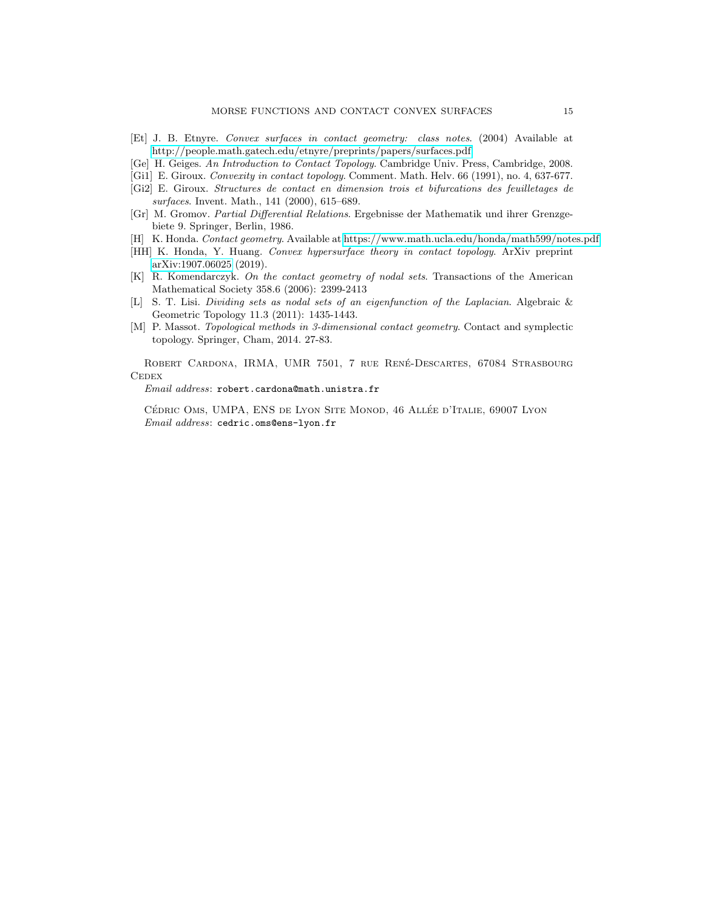[Et] J. B. Etnyre. *Convex surfaces in contact geometry: class notes*. (2004) Available at http://people.math.gatech.edu/etnyre/preprints/papers/surfaces.pdf

[Ge] H. Geiges. *An Introduction to Contact Topology*. Cambridge Univ. Press, Cambridge, 2008.

[Gi1] E. Giroux. *Convexity in contact topology*. Comment. Math. Helv. 66 (1991), no. 4, 637-677.

[Gi2] E. Giroux. *Structures de contact en dimension trois et bifurcations des feuilletages de surfaces*. Invent. Math., 141 (2000), 615–689.

[Gr] M. Gromov. *Partial Differential Relations*. Ergebnisse der Mathematik und ihrer Grenzgebiete 9. Springer, Berlin, 1986.

[H] K. Honda. *Contact geometry*. Available at https://www.math.ucla.edu/honda/math599/notes.pdf

[HH] K. Honda, Y. Huang. *Convex hypersurface theory in contact topology*. ArXiv preprint arXiv:1907.06025 (2019).

[K] R. Komendarczyk. *On the contact geometry of nodal sets*. Transactions of the American Mathematical Society 358.6 (2006): 2399-2413

[L] S. T. Lisi. *Dividing sets as nodal sets of an eigenfunction of the Laplacian*. Algebraic & Geometric Topology 11.3 (2011): 1435-1443.

[M] P. Massot. *Topological methods in 3-dimensional contact geometry*. Contact and symplectic topology. Springer, Cham, 2014. 27-83.

Robert Cardona, IRMA, UMR 7501, 7 rue René-Descartes, 67084 Strasbourg Cedex

*Email address*: robert.cardona@math.unistra.fr

Cédric Oms, UMPA, ENS de Lyon Site Monod, 46 Allée d'Italie, 69007 Lyon

*Email address*: cedric.oms@ens-lyon.fr